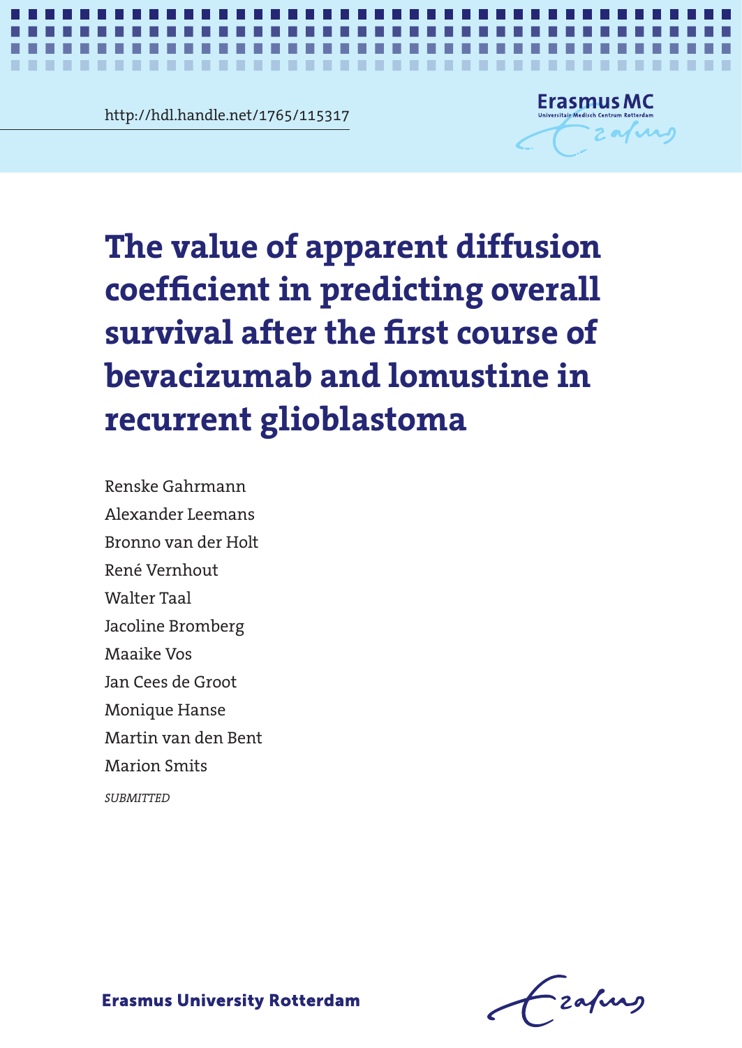http://hdl.handle.net/1765/115317

# The value of apparent diffusion coefficient in predicting overall survival after the first course of bevacizumab and lomustine in recurrent glioblastoma

Renske Gahrmann
Alexander Leemans
Bronno van der Holt
René Vernhout
Walter Taal
Jacoline Bromberg
Maaike Vos
Jan Cees de Groot
Monique Hanse
Martin van den Bent
Marion Smits

*SUBMITTED*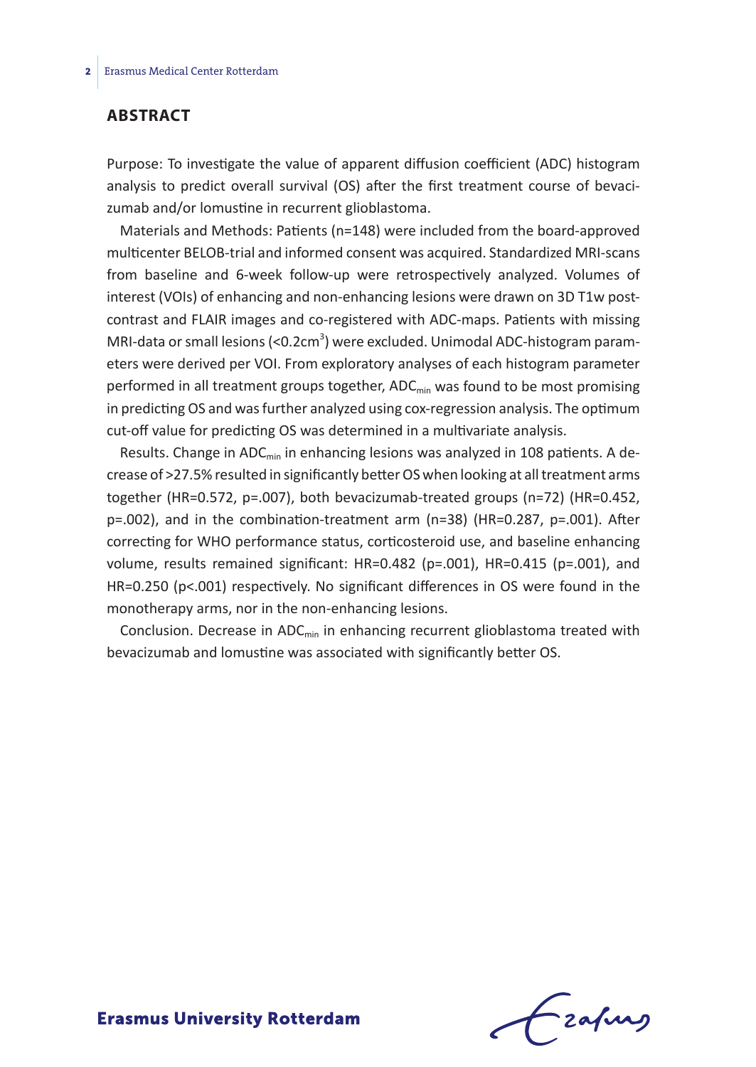## ABSTRACT

Purpose: To investigate the value of apparent diffusion coefficient (ADC) histogram analysis to predict overall survival (OS) after the first treatment course of bevacizumab and/or lomustine in recurrent glioblastoma.

Materials and Methods: Patients (n=148) were included from the board-approved multicenter BELOB-trial and informed consent was acquired. Standardized MRI-scans from baseline and 6-week follow-up were retrospectively analyzed. Volumes of interest (VOIs) of enhancing and non-enhancing lesions were drawn on 3D T1w post-contrast and FLAIR images and co-registered with ADC-maps. Patients with missing MRI-data or small lesions (<0.2cm$^3$) were excluded. Unimodal ADC-histogram parameters were derived per VOI. From exploratory analyses of each histogram parameter performed in all treatment groups together, $ADC_{min}$ was found to be most promising in predicting OS and was further analyzed using cox-regression analysis. The optimum cut-off value for predicting OS was determined in a multivariate analysis.

Results. Change in $ADC_{min}$ in enhancing lesions was analyzed in 108 patients. A decrease of >27.5% resulted in significantly better OS when looking at all treatment arms together (HR=0.572, p=.007), both bevacizumab-treated groups (n=72) (HR=0.452, p=.002), and in the combination-treatment arm (n=38) (HR=0.287, p=.001). After correcting for WHO performance status, corticosteroid use, and baseline enhancing volume, results remained significant: HR=0.482 (p=.001), HR=0.415 (p=.001), and HR=0.250 (p<.001) respectively. No significant differences in OS were found in the monotherapy arms, nor in the non-enhancing lesions.

Conclusion. Decrease in $ADC_{min}$ in enhancing recurrent glioblastoma treated with bevacizumab and lomustine was associated with significantly better OS.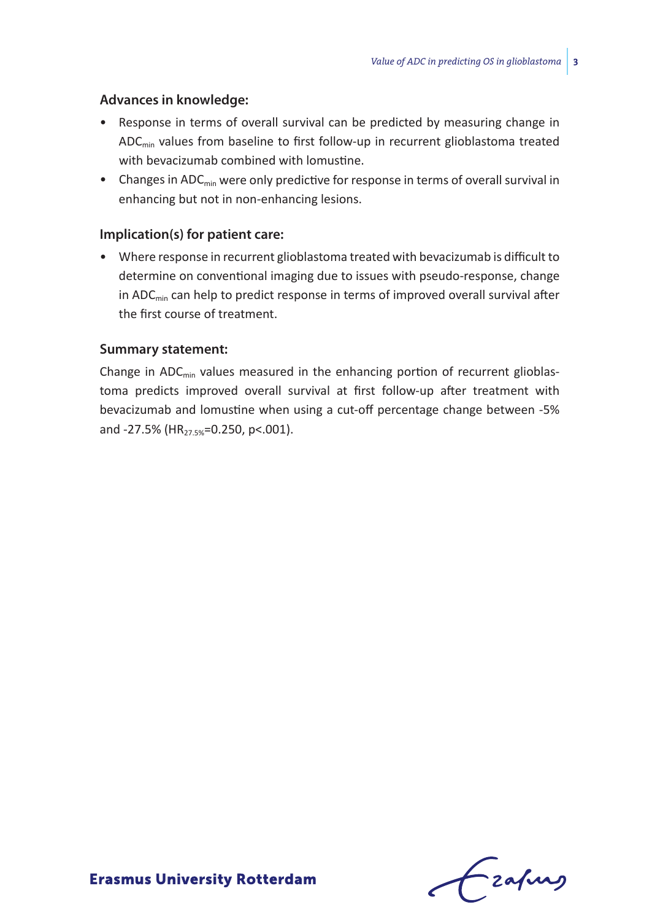### Advances in knowledge:

- Response in terms of overall survival can be predicted by measuring change in $ADC_{min}$ values from baseline to first follow-up in recurrent glioblastoma treated with bevacizumab combined with lomustine.
- Changes in $ADC_{min}$ were only predictive for response in terms of overall survival in enhancing but not in non-enhancing lesions.

### Implication(s) for patient care:

- Where response in recurrent glioblastoma treated with bevacizumab is difficult to determine on conventional imaging due to issues with pseudo-response, change in $ADC_{min}$ can help to predict response in terms of improved overall survival after the first course of treatment.

### Summary statement:

Change in $ADC_{min}$ values measured in the enhancing portion of recurrent glioblastoma predicts improved overall survival at first follow-up after treatment with bevacizumab and lomustine when using a cut-off percentage change between -5% and -27.5% ($HR_{27.5\%}$=0.250, p<.001).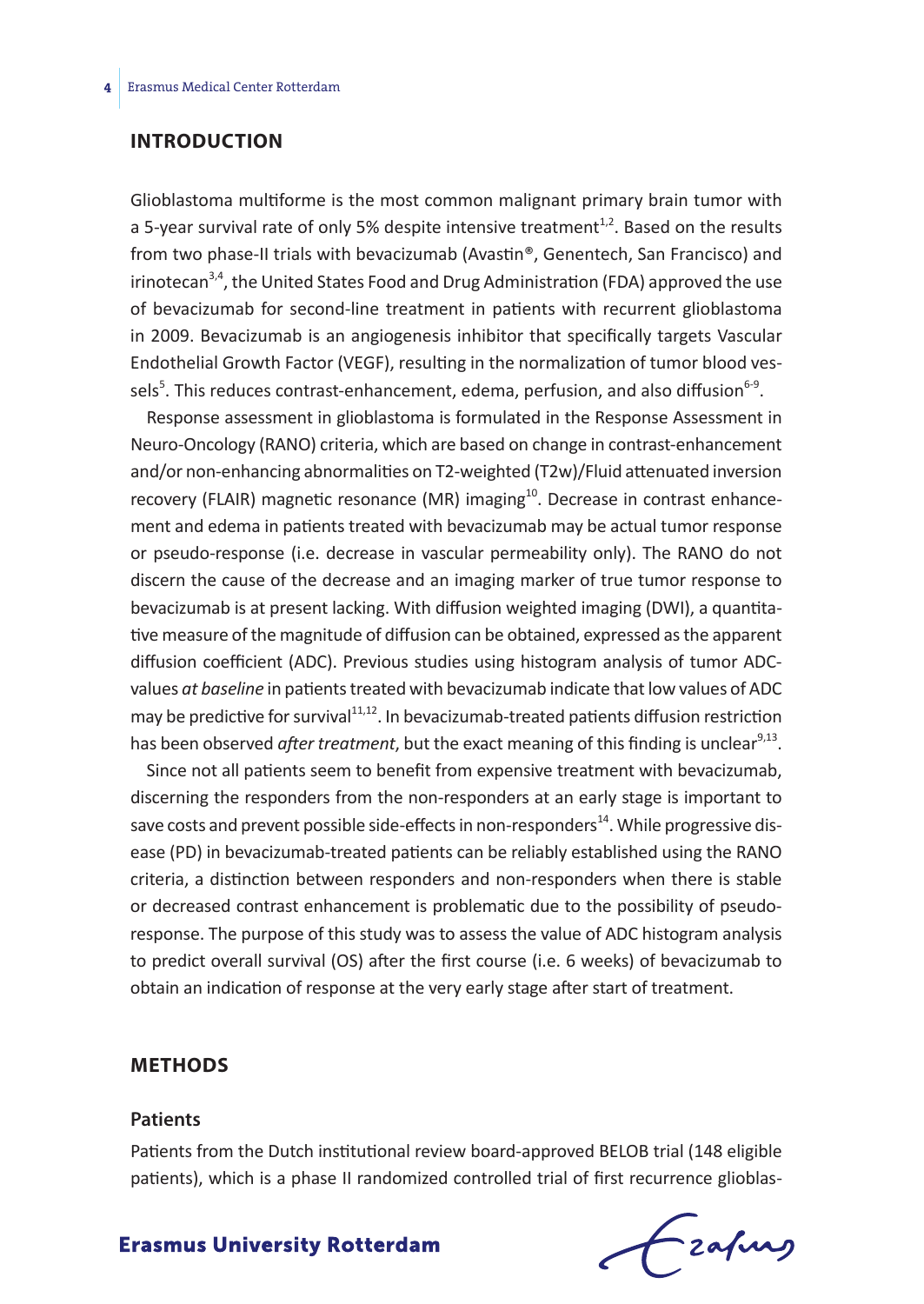## INTRODUCTION

Glioblastoma multiforme is the most common malignant primary brain tumor with a 5-year survival rate of only 5% despite intensive treatment[1,2]. Based on the results from two phase-II trials with bevacizumab (Avastin®, Genentech, San Francisco) and irinotecan[3,4], the United States Food and Drug Administration (FDA) approved the use of bevacizumab for second-line treatment in patients with recurrent glioblastoma in 2009. Bevacizumab is an angiogenesis inhibitor that specifically targets Vascular Endothelial Growth Factor (VEGF), resulting in the normalization of tumor blood vessels[5]. This reduces contrast-enhancement, edema, perfusion, and also diffusion[6-9].

Response assessment in glioblastoma is formulated in the Response Assessment in Neuro-Oncology (RANO) criteria, which are based on change in contrast-enhancement and/or non-enhancing abnormalities on T2-weighted (T2w)/Fluid attenuated inversion recovery (FLAIR) magnetic resonance (MR) imaging[10]. Decrease in contrast enhancement and edema in patients treated with bevacizumab may be actual tumor response or pseudo-response (i.e. decrease in vascular permeability only). The RANO do not discern the cause of the decrease and an imaging marker of true tumor response to bevacizumab is at present lacking. With diffusion weighted imaging (DWI), a quantitative measure of the magnitude of diffusion can be obtained, expressed as the apparent diffusion coefficient (ADC). Previous studies using histogram analysis of tumor ADC-values *at baseline* in patients treated with bevacizumab indicate that low values of ADC may be predictive for survival[11,12]. In bevacizumab-treated patients diffusion restriction has been observed *after treatment*, but the exact meaning of this finding is unclear[9,13].

Since not all patients seem to benefit from expensive treatment with bevacizumab, discerning the responders from the non-responders at an early stage is important to save costs and prevent possible side-effects in non-responders[14]. While progressive disease (PD) in bevacizumab-treated patients can be reliably established using the RANO criteria, a distinction between responders and non-responders when there is stable or decreased contrast enhancement is problematic due to the possibility of pseudo-response. The purpose of this study was to assess the value of ADC histogram analysis to predict overall survival (OS) after the first course (i.e. 6 weeks) of bevacizumab to obtain an indication of response at the very early stage after start of treatment.

## METHODS

### Patients

Patients from the Dutch institutional review board-approved BELOB trial (148 eligible patients), which is a phase II randomized controlled trial of first recurrence glioblas-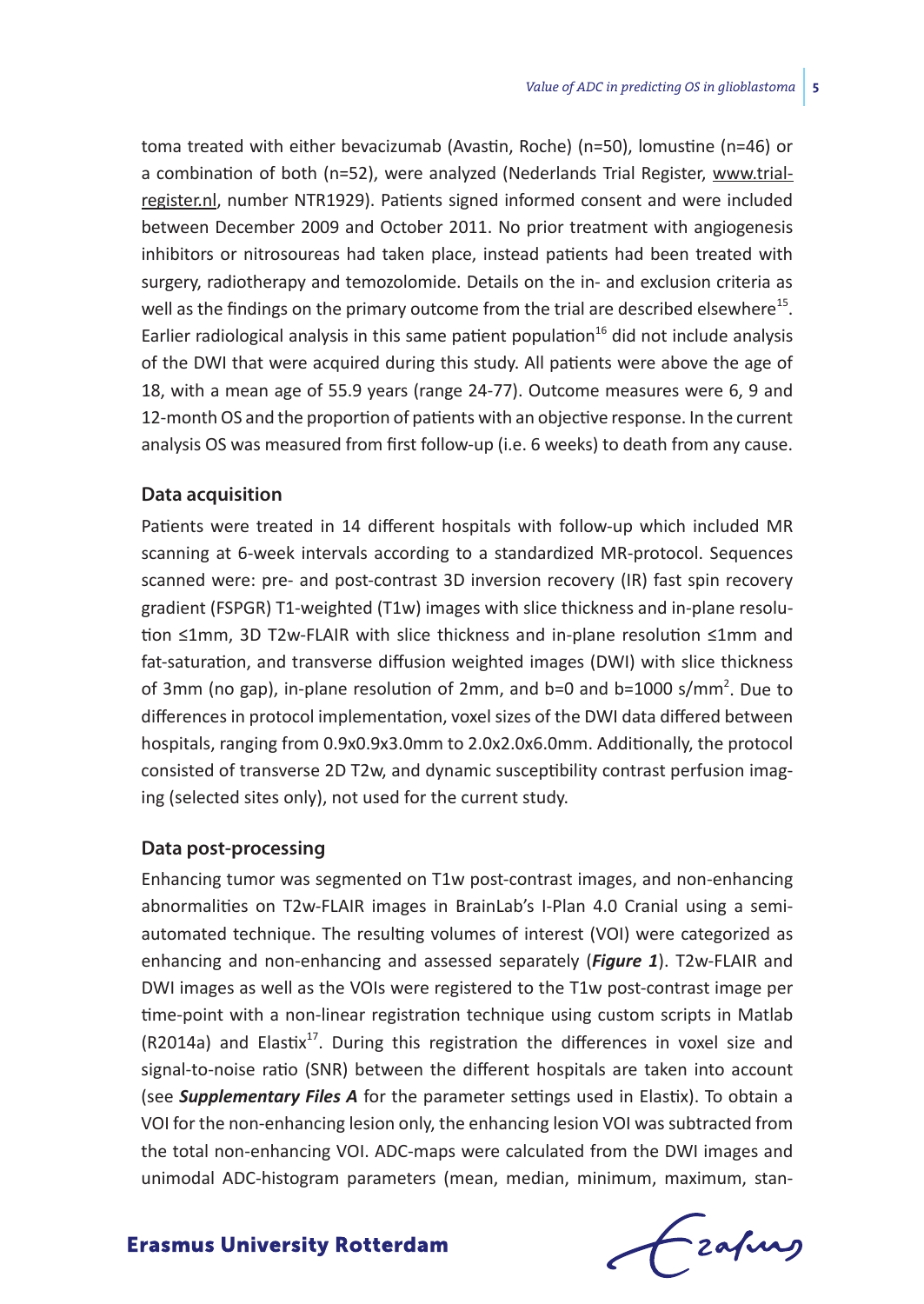toma treated with either bevacizumab (Avastin, Roche) (n=50), lomustine (n=46) or a combination of both (n=52), were analyzed (Nederlands Trial Register, www.trialregister.nl, number NTR1929). Patients signed informed consent and were included between December 2009 and October 2011. No prior treatment with angiogenesis inhibitors or nitrosoureas had taken place, instead patients had been treated with surgery, radiotherapy and temozolomide. Details on the in- and exclusion criteria as well as the findings on the primary outcome from the trial are described elsewhere[15]. Earlier radiological analysis in this same patient population[16] did not include analysis of the DWI that were acquired during this study. All patients were above the age of 18, with a mean age of 55.9 years (range 24-77). Outcome measures were 6, 9 and 12-month OS and the proportion of patients with an objective response. In the current analysis OS was measured from first follow-up (i.e. 6 weeks) to death from any cause.

## Data acquisition

Patients were treated in 14 different hospitals with follow-up which included MR scanning at 6-week intervals according to a standardized MR-protocol. Sequences scanned were: pre- and post-contrast 3D inversion recovery (IR) fast spin recovery gradient (FSPGR) T1-weighted (T1w) images with slice thickness and in-plane resolution ≤1mm, 3D T2w-FLAIR with slice thickness and in-plane resolution ≤1mm and fat-saturation, and transverse diffusion weighted images (DWI) with slice thickness of 3mm (no gap), in-plane resolution of 2mm, and b=0 and b=1000 s/mm$^2$. Due to differences in protocol implementation, voxel sizes of the DWI data differed between hospitals, ranging from 0.9x0.9x3.0mm to 2.0x2.0x6.0mm. Additionally, the protocol consisted of transverse 2D T2w, and dynamic susceptibility contrast perfusion imaging (selected sites only), not used for the current study.

## Data post-processing

Enhancing tumor was segmented on T1w post-contrast images, and non-enhancing abnormalities on T2w-FLAIR images in BrainLab's I-Plan 4.0 Cranial using a semi-automated technique. The resulting volumes of interest (VOI) were categorized as enhancing and non-enhancing and assessed separately (***Figure 1***). T2w-FLAIR and DWI images as well as the VOIs were registered to the T1w post-contrast image per time-point with a non-linear registration technique using custom scripts in Matlab (R2014a) and Elastix[17]. During this registration the differences in voxel size and signal-to-noise ratio (SNR) between the different hospitals are taken into account (see ***Supplementary Files A*** for the parameter settings used in Elastix). To obtain a VOI for the non-enhancing lesion only, the enhancing lesion VOI was subtracted from the total non-enhancing VOI. ADC-maps were calculated from the DWI images and unimodal ADC-histogram parameters (mean, median, minimum, maximum, stan-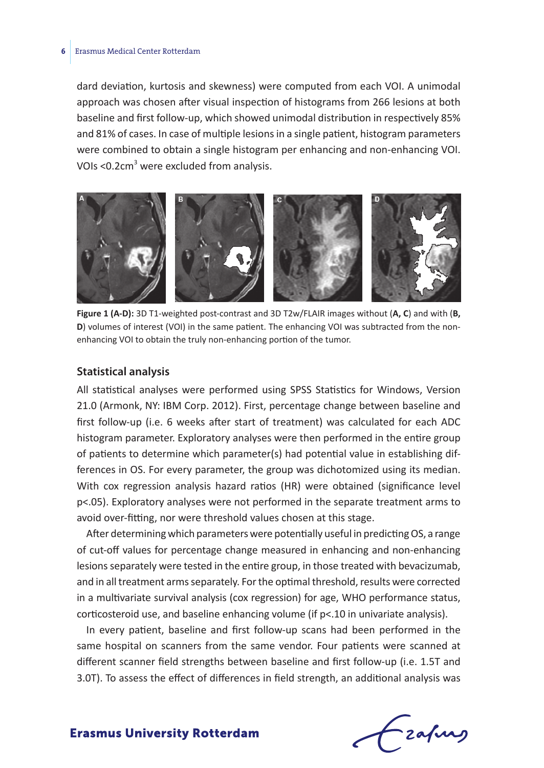dard deviation, kurtosis and skewness) were computed from each VOI. A unimodal approach was chosen after visual inspection of histograms from 266 lesions at both baseline and first follow-up, which showed unimodal distribution in respectively 85% and 81% of cases. In case of multiple lesions in a single patient, histogram parameters were combined to obtain a single histogram per enhancing and non-enhancing VOI. VOIs <0.2cm$^3$ were excluded from analysis.

**Figure 1 (A-D):** 3D T1-weighted post-contrast and 3D T2w/FLAIR images without (**A, C**) and with (**B, D**) volumes of interest (VOI) in the same patient. The enhancing VOI was subtracted from the non-enhancing VOI to obtain the truly non-enhancing portion of the tumor.

## Statistical analysis

All statistical analyses were performed using SPSS Statistics for Windows, Version 21.0 (Armonk, NY: IBM Corp. 2012). First, percentage change between baseline and first follow-up (i.e. 6 weeks after start of treatment) was calculated for each ADC histogram parameter. Exploratory analyses were then performed in the entire group of patients to determine which parameter(s) had potential value in establishing differences in OS. For every parameter, the group was dichotomized using its median. With cox regression analysis hazard ratios (HR) were obtained (significance level $p<.05$). Exploratory analyses were not performed in the separate treatment arms to avoid over-fitting, nor were threshold values chosen at this stage.

After determining which parameters were potentially useful in predicting OS, a range of cut-off values for percentage change measured in enhancing and non-enhancing lesions separately were tested in the entire group, in those treated with bevacizumab, and in all treatment arms separately. For the optimal threshold, results were corrected in a multivariate survival analysis (cox regression) for age, WHO performance status, corticosteroid use, and baseline enhancing volume (if $p<.10$ in univariate analysis).

In every patient, baseline and first follow-up scans had been performed in the same hospital on scanners from the same vendor. Four patients were scanned at different scanner field strengths between baseline and first follow-up (i.e. 1.5T and 3.0T). To assess the effect of differences in field strength, an additional analysis was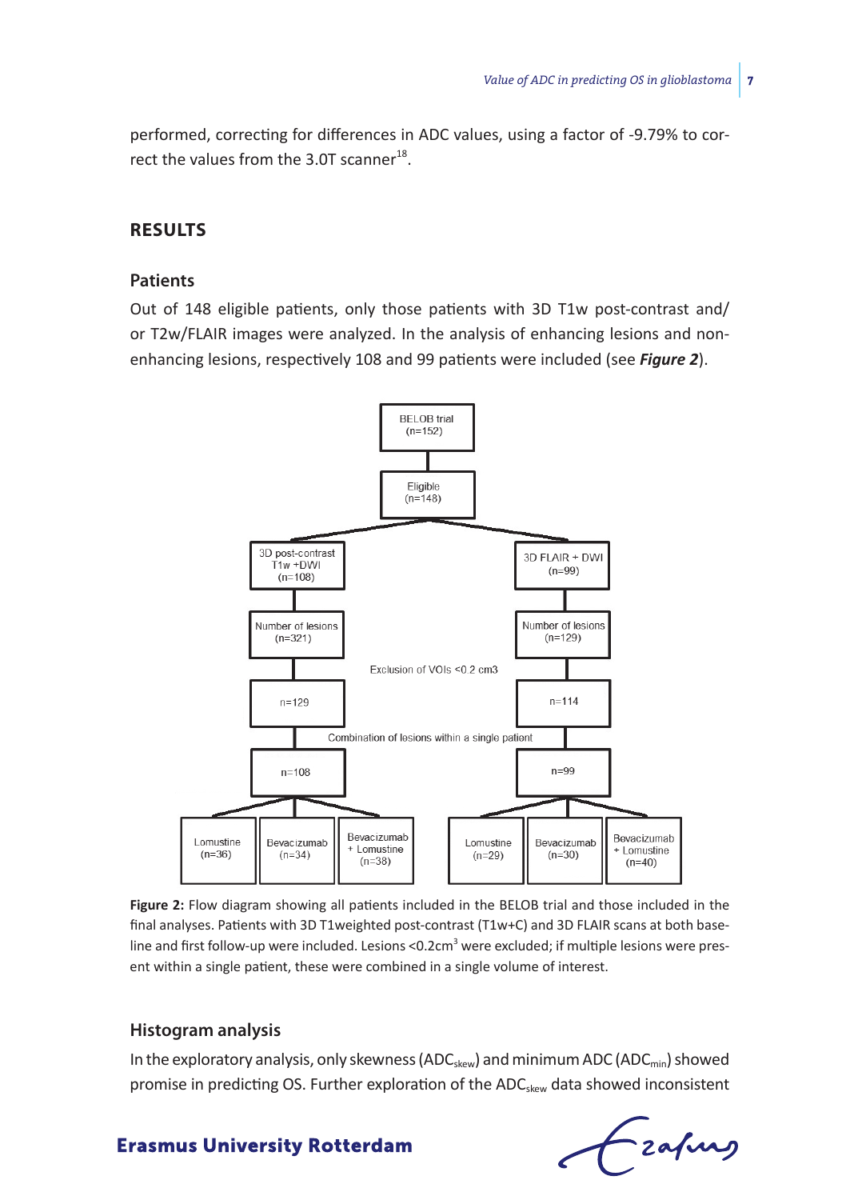performed, correcting for differences in ADC values, using a factor of -9.79% to correct the values from the 3.0T scanner[18].

## RESULTS

### Patients

Out of 148 eligible patients, only those patients with 3D T1w post-contrast and/or T2w/FLAIR images were analyzed. In the analysis of enhancing lesions and non-enhancing lesions, respectively 108 and 99 patients were included (see ***Figure 2***).

BELOB trial (n=152)

Eligible (n=148)

| 3D post-contrast T1w +DWI (n=108) | | | 3D FLAIR + DWI (n=99) | | |
|---|---|---|---|---|---|
| Number of lesions (n=321) | | | Number of lesions (n=129) | | |
| Exclusion of VOIs <0.2 cm3 | | | | | |
| n=129 | | | n=114 | | |
| Combination of lesions within a single patient | | | | | |
| n=108 | | | n=99 | | |
| Lomustine (n=36) | Bevacizumab (n=34) | Bevacizumab + Lomustine (n=38) | Lomustine (n=29) | Bevacizumab (n=30) | Bevacizumab + Lomustine (n=40) |

**Figure 2:** Flow diagram showing all patients included in the BELOB trial and those included in the final analyses. Patients with 3D T1weighted post-contrast (T1w+C) and 3D FLAIR scans at both baseline and first follow-up were included. Lesions <0.2cm$^3$ were excluded; if multiple lesions were present within a single patient, these were combined in a single volume of interest.

### Histogram analysis

In the exploratory analysis, only skewness ($ADC_{skew}$) and minimum ADC ($ADC_{min}$) showed promise in predicting OS. Further exploration of the $ADC_{skew}$ data showed inconsistent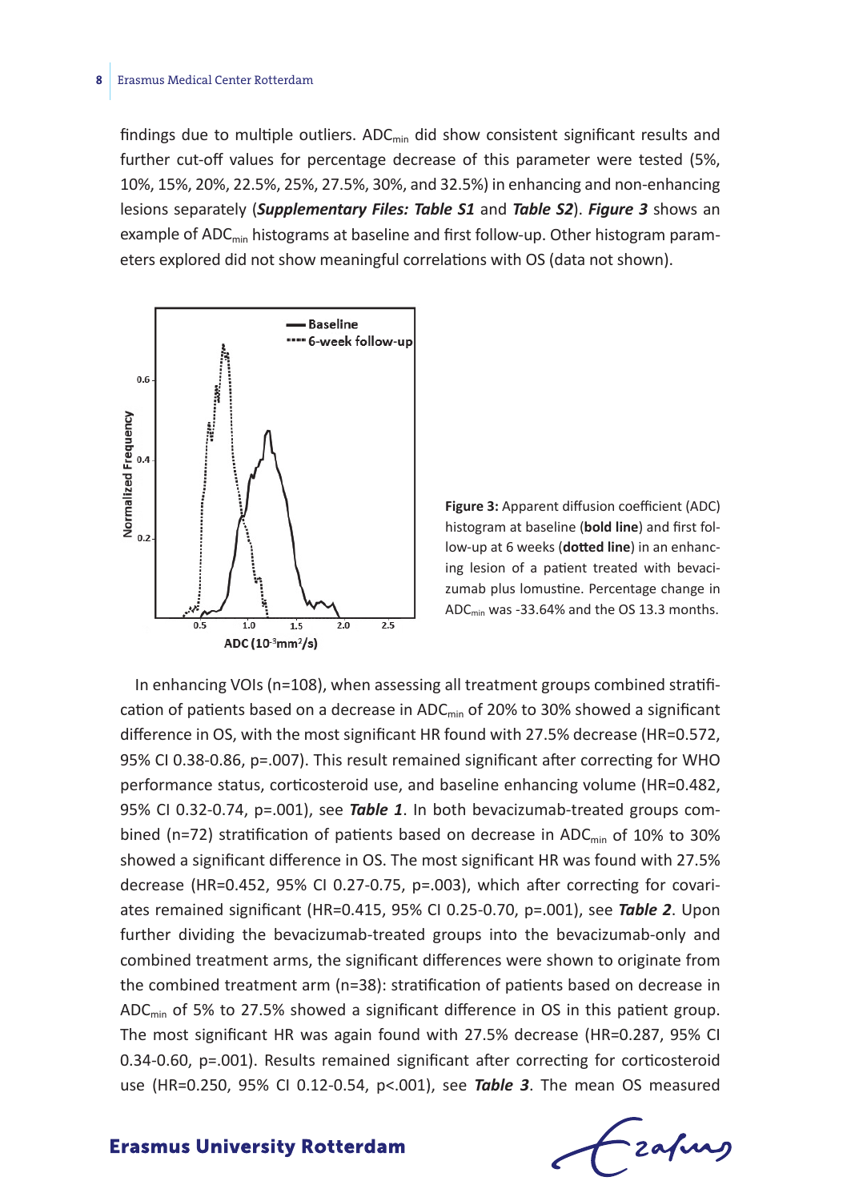findings due to multiple outliers. $ADC_{min}$ did show consistent significant results and further cut-off values for percentage decrease of this parameter were tested (5%, 10%, 15%, 20%, 22.5%, 25%, 27.5%, 30%, and 32.5%) in enhancing and non-enhancing lesions separately (***Supplementary Files: Table S1*** and ***Table S2***). ***Figure 3*** shows an example of $ADC_{min}$ histograms at baseline and first follow-up. Other histogram parameters explored did not show meaningful correlations with OS (data not shown).

**Figure 3:** Apparent diffusion coefficient (ADC) histogram at baseline (**bold line**) and first follow-up at 6 weeks (**dotted line**) in an enhancing lesion of a patient treated with bevacizumab plus lomustine. Percentage change in $ADC_{min}$ was -33.64% and the OS 13.3 months.

In enhancing VOIs (n=108), when assessing all treatment groups combined stratification of patients based on a decrease in $ADC_{min}$ of 20% to 30% showed a significant difference in OS, with the most significant HR found with 27.5% decrease (HR=0.572, 95% CI 0.38-0.86, p=.007). This result remained significant after correcting for WHO performance status, corticosteroid use, and baseline enhancing volume (HR=0.482, 95% CI 0.32-0.74, p=.001), see ***Table 1***. In both bevacizumab-treated groups combined (n=72) stratification of patients based on decrease in $ADC_{min}$ of 10% to 30% showed a significant difference in OS. The most significant HR was found with 27.5% decrease (HR=0.452, 95% CI 0.27-0.75, p=.003), which after correcting for covariates remained significant (HR=0.415, 95% CI 0.25-0.70, p=.001), see ***Table 2***. Upon further dividing the bevacizumab-treated groups into the bevacizumab-only and combined treatment arms, the significant differences were shown to originate from the combined treatment arm (n=38): stratification of patients based on decrease in $ADC_{min}$ of 5% to 27.5% showed a significant difference in OS in this patient group. The most significant HR was again found with 27.5% decrease (HR=0.287, 95% CI 0.34-0.60, p=.001). Results remained significant after correcting for corticosteroid use (HR=0.250, 95% CI 0.12-0.54, p<.001), see ***Table 3***. The mean OS measured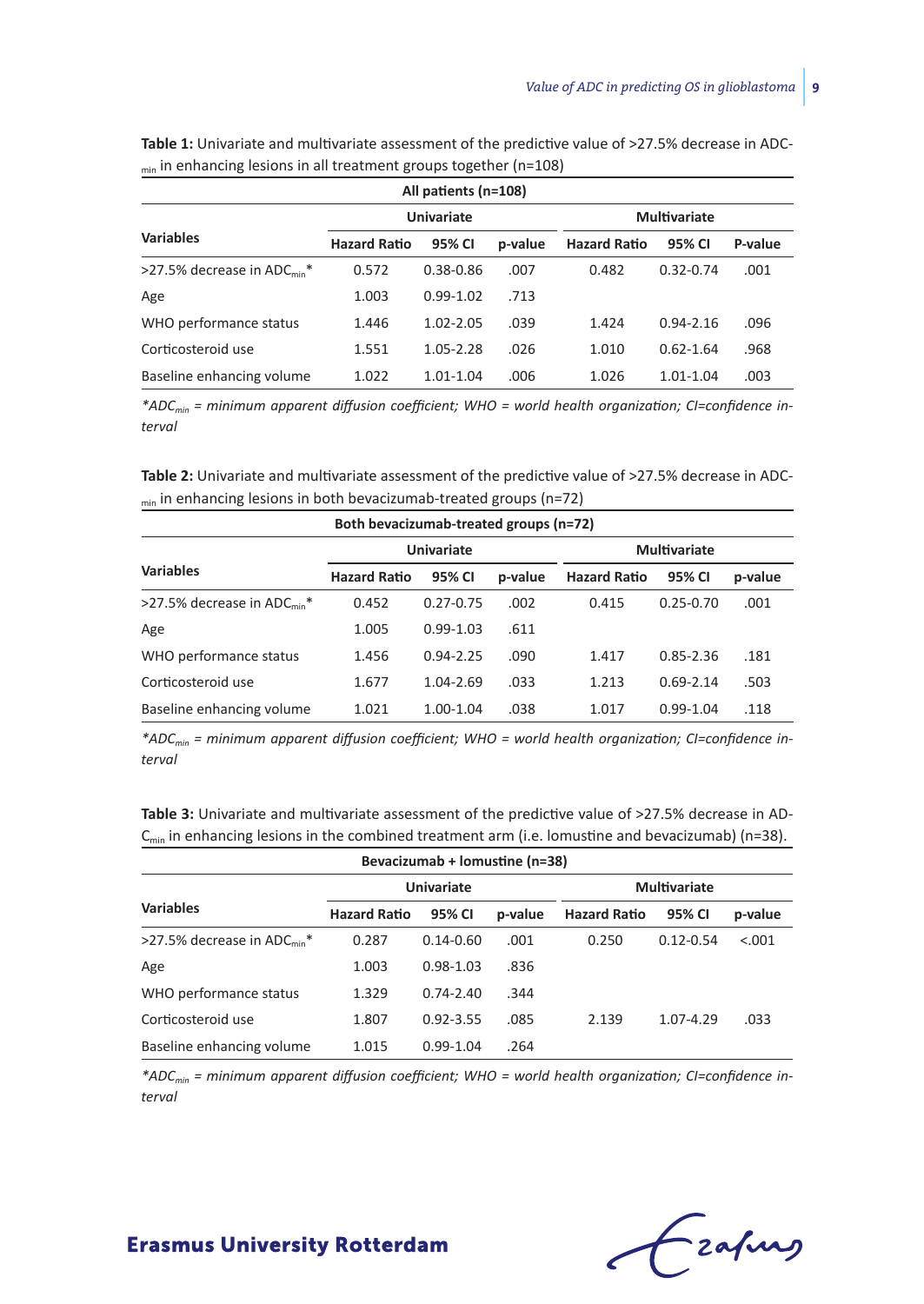**Table 1:** Univariate and multivariate assessment of the predictive value of >27.5% decrease in $ADC_{min}$ in enhancing lesions in all treatment groups together (n=108)

| All patients (n=108) | | | | | | |
|---|---|---|---|---|---|---|
| | Univariate | | | Multivariate | | |
| **Variables** | **Hazard Ratio** | **95% CI** | **p-value** | **Hazard Ratio** | **95% CI** | **P-value** |
| >27.5% decrease in $ADC_{min}$* | 0.572 | 0.38-0.86 | .007 | 0.482 | 0.32-0.74 | .001 |
| Age | 1.003 | 0.99-1.02 | .713 | | | |
| WHO performance status | 1.446 | 1.02-2.05 | .039 | 1.424 | 0.94-2.16 | .096 |
| Corticosteroid use | 1.551 | 1.05-2.28 | .026 | 1.010 | 0.62-1.64 | .968 |
| Baseline enhancing volume | 1.022 | 1.01-1.04 | .006 | 1.026 | 1.01-1.04 | .003 |

*$*ADC_{min}$ = minimum apparent diffusion coefficient; WHO = world health organization; CI=confidence interval*

**Table 2:** Univariate and multivariate assessment of the predictive value of >27.5% decrease in $ADC_{min}$ in enhancing lesions in both bevacizumab-treated groups (n=72)

| Both bevacizumab-treated groups (n=72) | | | | | | |
|---|---|---|---|---|---|---|
| | Univariate | | | Multivariate | | |
| **Variables** | **Hazard Ratio** | **95% CI** | **p-value** | **Hazard Ratio** | **95% CI** | **p-value** |
| >27.5% decrease in $ADC_{min}$* | 0.452 | 0.27-0.75 | .002 | 0.415 | 0.25-0.70 | .001 |
| Age | 1.005 | 0.99-1.03 | .611 | | | |
| WHO performance status | 1.456 | 0.94-2.25 | .090 | 1.417 | 0.85-2.36 | .181 |
| Corticosteroid use | 1.677 | 1.04-2.69 | .033 | 1.213 | 0.69-2.14 | .503 |
| Baseline enhancing volume | 1.021 | 1.00-1.04 | .038 | 1.017 | 0.99-1.04 | .118 |

*$*ADC_{min}$ = minimum apparent diffusion coefficient; WHO = world health organization; CI=confidence interval*

**Table 3:** Univariate and multivariate assessment of the predictive value of >27.5% decrease in $ADC_{min}$ in enhancing lesions in the combined treatment arm (i.e. lomustine and bevacizumab) (n=38).

| Bevacizumab + lomustine (n=38) | | | | | | |
|---|---|---|---|---|---|---|
| | Univariate | | | Multivariate | | |
| **Variables** | **Hazard Ratio** | **95% CI** | **p-value** | **Hazard Ratio** | **95% CI** | **p-value** |
| >27.5% decrease in $ADC_{min}$* | 0.287 | 0.14-0.60 | .001 | 0.250 | 0.12-0.54 | <.001 |
| Age | 1.003 | 0.98-1.03 | .836 | | | |
| WHO performance status | 1.329 | 0.74-2.40 | .344 | | | |
| Corticosteroid use | 1.807 | 0.92-3.55 | .085 | 2.139 | 1.07-4.29 | .033 |
| Baseline enhancing volume | 1.015 | 0.99-1.04 | .264 | | | |

*$*ADC_{min}$ = minimum apparent diffusion coefficient; WHO = world health organization; CI=confidence interval*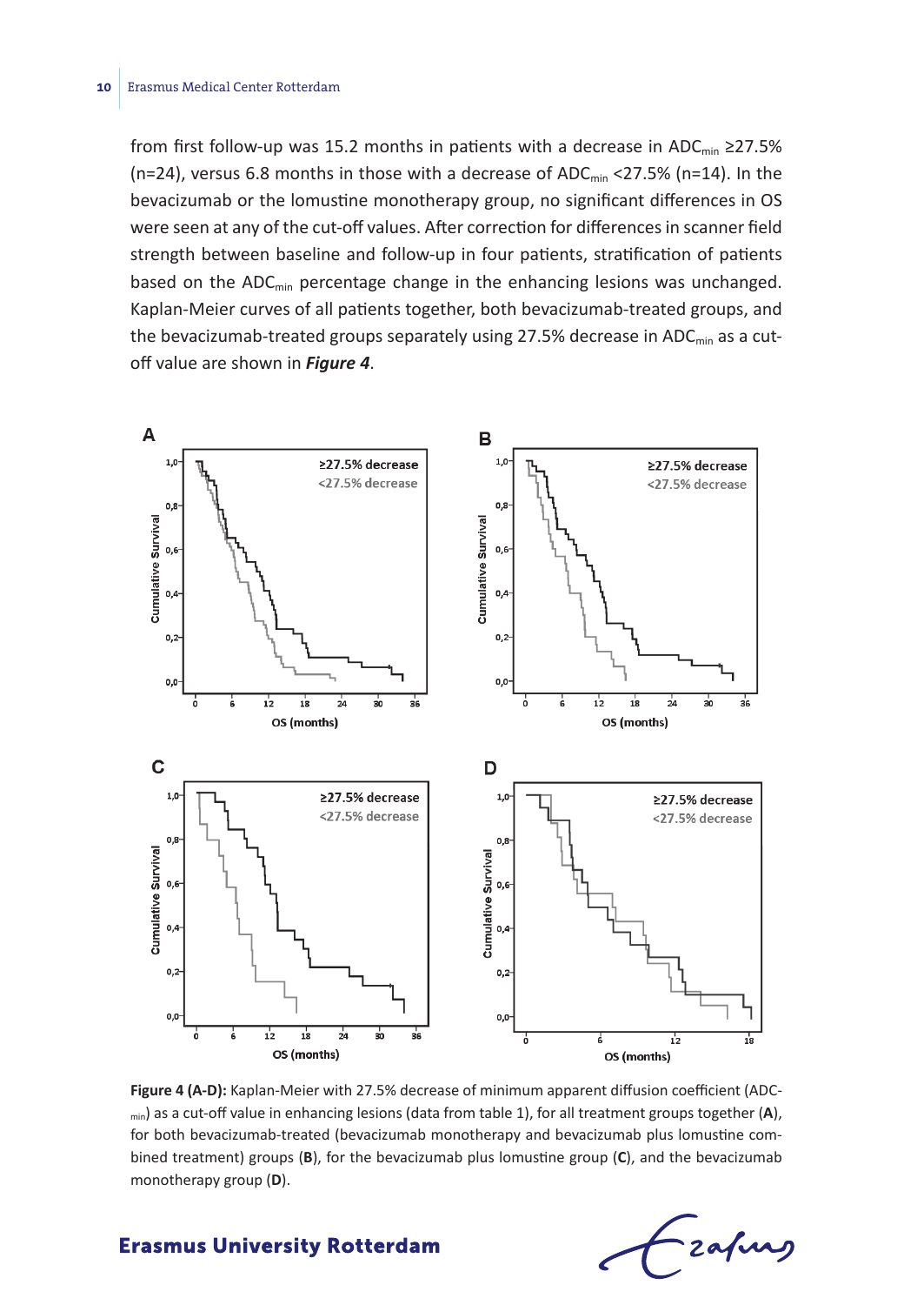from first follow-up was 15.2 months in patients with a decrease in $ADC_{min}$ ≥27.5% (n=24), versus 6.8 months in those with a decrease of $ADC_{min}$ <27.5% (n=14). In the bevacizumab or the lomustine monotherapy group, no significant differences in OS were seen at any of the cut-off values. After correction for differences in scanner field strength between baseline and follow-up in four patients, stratification of patients based on the $ADC_{min}$ percentage change in the enhancing lesions was unchanged. Kaplan-Meier curves of all patients together, both bevacizumab-treated groups, and the bevacizumab-treated groups separately using 27.5% decrease in $ADC_{min}$ as a cut-off value are shown in ***Figure 4***.

**Figure 4 (A-D):** Kaplan-Meier with 27.5% decrease of minimum apparent diffusion coefficient ($ADC_{min}$) as a cut-off value in enhancing lesions (data from table 1), for all treatment groups together (**A**), for both bevacizumab-treated (bevacizumab monotherapy and bevacizumab plus lomustine combined treatment) groups (**B**), for the bevacizumab plus lomustine group (**C**), and the bevacizumab monotherapy group (**D**).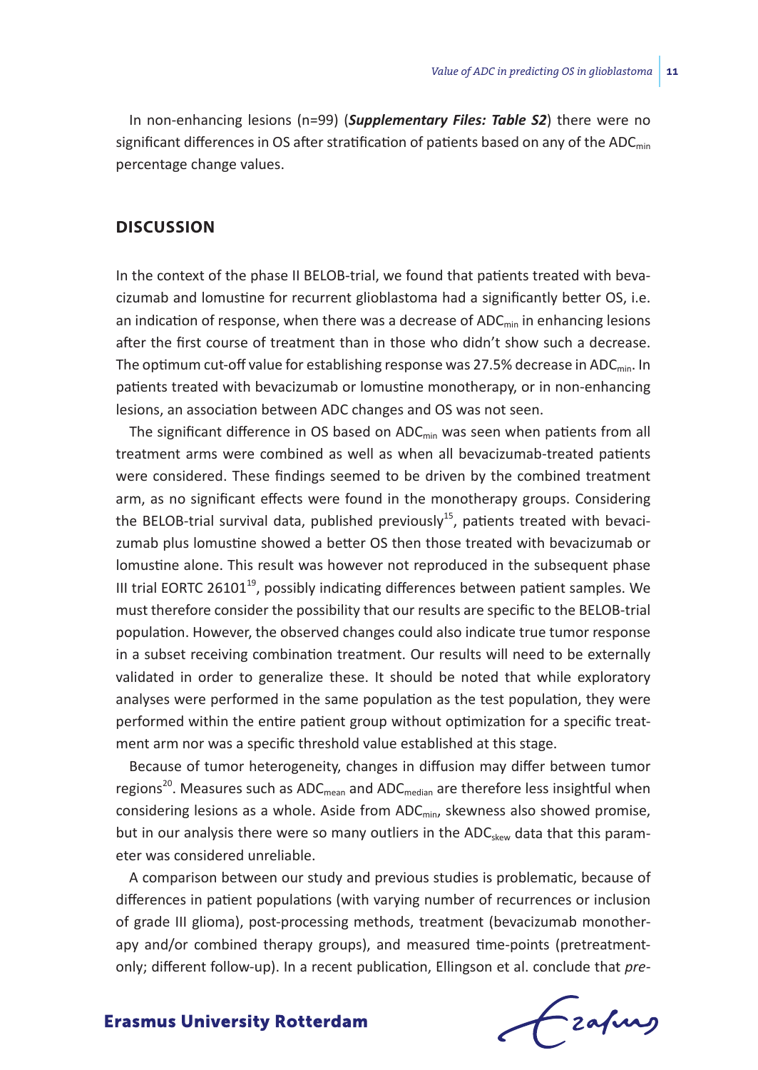In non-enhancing lesions (n=99) (***Supplementary Files: Table S2***) there were no significant differences in OS after stratification of patients based on any of the $ADC_{min}$ percentage change values.

## DISCUSSION

In the context of the phase II BELOB-trial, we found that patients treated with bevacizumab and lomustine for recurrent glioblastoma had a significantly better OS, i.e. an indication of response, when there was a decrease of $ADC_{min}$ in enhancing lesions after the first course of treatment than in those who didn't show such a decrease. The optimum cut-off value for establishing response was 27.5% decrease in $ADC_{min}$. In patients treated with bevacizumab or lomustine monotherapy, or in non-enhancing lesions, an association between ADC changes and OS was not seen.

The significant difference in OS based on $ADC_{min}$ was seen when patients from all treatment arms were combined as well as when all bevacizumab-treated patients were considered. These findings seemed to be driven by the combined treatment arm, as no significant effects were found in the monotherapy groups. Considering the BELOB-trial survival data, published previously[15], patients treated with bevacizumab plus lomustine showed a better OS then those treated with bevacizumab or lomustine alone. This result was however not reproduced in the subsequent phase III trial EORTC 26101[19], possibly indicating differences between patient samples. We must therefore consider the possibility that our results are specific to the BELOB-trial population. However, the observed changes could also indicate true tumor response in a subset receiving combination treatment. Our results will need to be externally validated in order to generalize these. It should be noted that while exploratory analyses were performed in the same population as the test population, they were performed within the entire patient group without optimization for a specific treatment arm nor was a specific threshold value established at this stage.

Because of tumor heterogeneity, changes in diffusion may differ between tumor regions[20]. Measures such as $ADC_{mean}$ and $ADC_{median}$ are therefore less insightful when considering lesions as a whole. Aside from $ADC_{min}$, skewness also showed promise, but in our analysis there were so many outliers in the $ADC_{skew}$ data that this parameter was considered unreliable.

A comparison between our study and previous studies is problematic, because of differences in patient populations (with varying number of recurrences or inclusion of grade III glioma), post-processing methods, treatment (bevacizumab monotherapy and/or combined therapy groups), and measured time-points (pretreatment-only; different follow-up). In a recent publication, Ellingson et al. conclude that *pre-*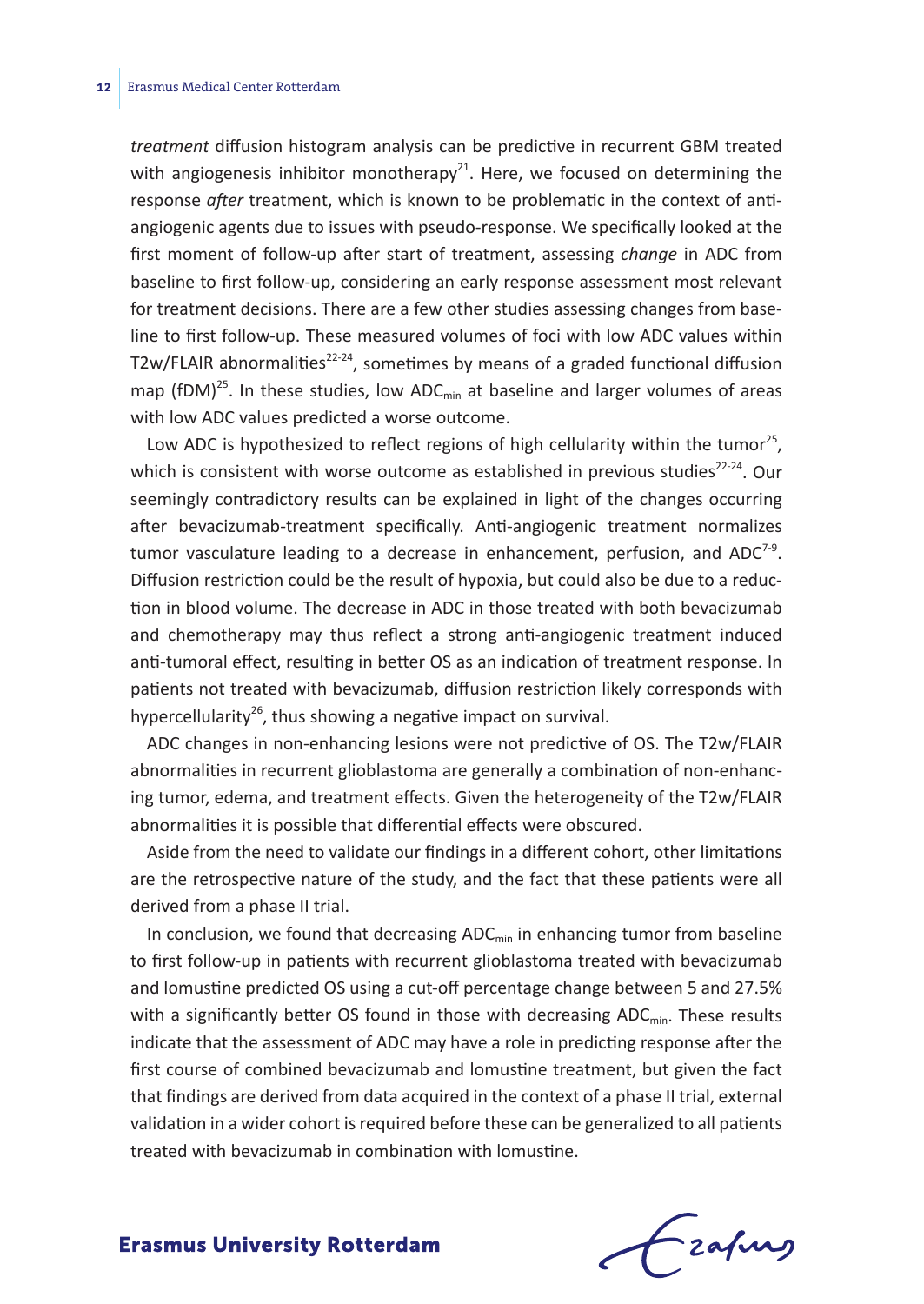*treatment* diffusion histogram analysis can be predictive in recurrent GBM treated with angiogenesis inhibitor monotherapy[21]. Here, we focused on determining the response *after* treatment, which is known to be problematic in the context of anti-angiogenic agents due to issues with pseudo-response. We specifically looked at the first moment of follow-up after start of treatment, assessing *change* in ADC from baseline to first follow-up, considering an early response assessment most relevant for treatment decisions. There are a few other studies assessing changes from baseline to first follow-up. These measured volumes of foci with low ADC values within T2w/FLAIR abnormalities[22-24], sometimes by means of a graded functional diffusion map (fDM)[25]. In these studies, low $ADC_{min}$ at baseline and larger volumes of areas with low ADC values predicted a worse outcome.

Low ADC is hypothesized to reflect regions of high cellularity within the tumor[25], which is consistent with worse outcome as established in previous studies[22-24]. Our seemingly contradictory results can be explained in light of the changes occurring after bevacizumab-treatment specifically. Anti-angiogenic treatment normalizes tumor vasculature leading to a decrease in enhancement, perfusion, and ADC[7-9]. Diffusion restriction could be the result of hypoxia, but could also be due to a reduction in blood volume. The decrease in ADC in those treated with both bevacizumab and chemotherapy may thus reflect a strong anti-angiogenic treatment induced anti-tumoral effect, resulting in better OS as an indication of treatment response. In patients not treated with bevacizumab, diffusion restriction likely corresponds with hypercellularity[26], thus showing a negative impact on survival.

ADC changes in non-enhancing lesions were not predictive of OS. The T2w/FLAIR abnormalities in recurrent glioblastoma are generally a combination of non-enhancing tumor, edema, and treatment effects. Given the heterogeneity of the T2w/FLAIR abnormalities it is possible that differential effects were obscured.

Aside from the need to validate our findings in a different cohort, other limitations are the retrospective nature of the study, and the fact that these patients were all derived from a phase II trial.

In conclusion, we found that decreasing $ADC_{min}$ in enhancing tumor from baseline to first follow-up in patients with recurrent glioblastoma treated with bevacizumab and lomustine predicted OS using a cut-off percentage change between 5 and 27.5% with a significantly better OS found in those with decreasing $ADC_{min}$. These results indicate that the assessment of ADC may have a role in predicting response after the first course of combined bevacizumab and lomustine treatment, but given the fact that findings are derived from data acquired in the context of a phase II trial, external validation in a wider cohort is required before these can be generalized to all patients treated with bevacizumab in combination with lomustine.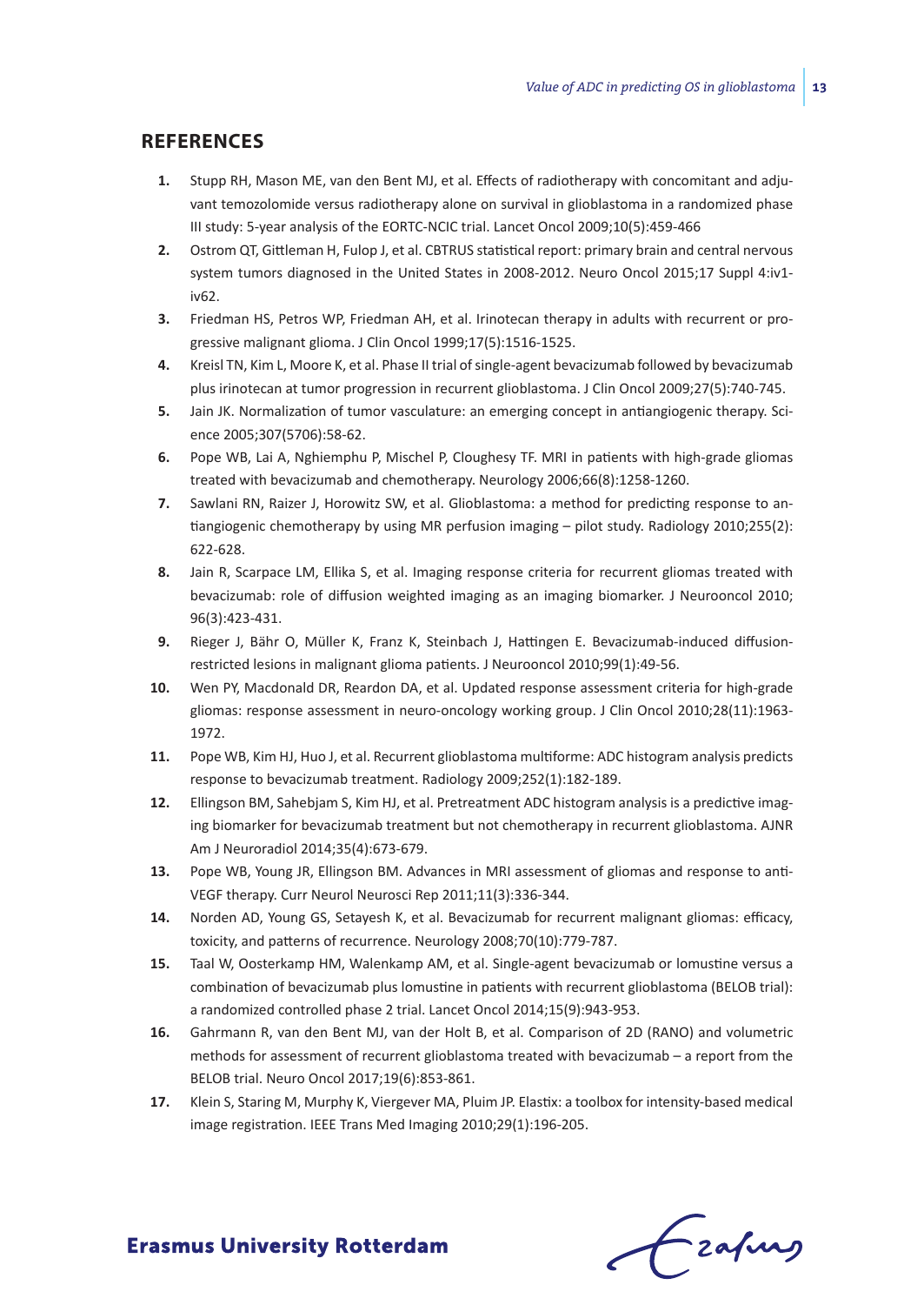## REFERENCES

1. Stupp RH, Mason ME, van den Bent MJ, et al. Effects of radiotherapy with concomitant and adjuvant temozolomide versus radiotherapy alone on survival in glioblastoma in a randomized phase III study: 5-year analysis of the EORTC-NCIC trial. Lancet Oncol 2009;10(5):459-466
2. Ostrom QT, Gittleman H, Fulop J, et al. CBTRUS statistical report: primary brain and central nervous system tumors diagnosed in the United States in 2008-2012. Neuro Oncol 2015;17 Suppl 4:iv1-iv62.
3. Friedman HS, Petros WP, Friedman AH, et al. Irinotecan therapy in adults with recurrent or progressive malignant glioma. J Clin Oncol 1999;17(5):1516-1525.
4. Kreisl TN, Kim L, Moore K, et al. Phase II trial of single-agent bevacizumab followed by bevacizumab plus irinotecan at tumor progression in recurrent glioblastoma. J Clin Oncol 2009;27(5):740-745.
5. Jain JK. Normalization of tumor vasculature: an emerging concept in antiangiogenic therapy. Science 2005;307(5706):58-62.
6. Pope WB, Lai A, Nghiemphu P, Mischel P, Cloughesy TF. MRI in patients with high-grade gliomas treated with bevacizumab and chemotherapy. Neurology 2006;66(8):1258-1260.
7. Sawlani RN, Raizer J, Horowitz SW, et al. Glioblastoma: a method for predicting response to antiangiogenic chemotherapy by using MR perfusion imaging – pilot study. Radiology 2010;255(2): 622-628.
8. Jain R, Scarpace LM, Ellika S, et al. Imaging response criteria for recurrent gliomas treated with bevacizumab: role of diffusion weighted imaging as an imaging biomarker. J Neurooncol 2010; 96(3):423-431.
9. Rieger J, Bähr O, Müller K, Franz K, Steinbach J, Hattingen E. Bevacizumab-induced diffusion-restricted lesions in malignant glioma patients. J Neurooncol 2010;99(1):49-56.
10. Wen PY, Macdonald DR, Reardon DA, et al. Updated response assessment criteria for high-grade gliomas: response assessment in neuro-oncology working group. J Clin Oncol 2010;28(11):1963-1972.
11. Pope WB, Kim HJ, Huo J, et al. Recurrent glioblastoma multiforme: ADC histogram analysis predicts response to bevacizumab treatment. Radiology 2009;252(1):182-189.
12. Ellingson BM, Sahebjam S, Kim HJ, et al. Pretreatment ADC histogram analysis is a predictive imaging biomarker for bevacizumab treatment but not chemotherapy in recurrent glioblastoma. AJNR Am J Neuroradiol 2014;35(4):673-679.
13. Pope WB, Young JR, Ellingson BM. Advances in MRI assessment of gliomas and response to anti-VEGF therapy. Curr Neurol Neurosci Rep 2011;11(3):336-344.
14. Norden AD, Young GS, Setayesh K, et al. Bevacizumab for recurrent malignant gliomas: efficacy, toxicity, and patterns of recurrence. Neurology 2008;70(10):779-787.
15. Taal W, Oosterkamp HM, Walenkamp AM, et al. Single-agent bevacizumab or lomustine versus a combination of bevacizumab plus lomustine in patients with recurrent glioblastoma (BELOB trial): a randomized controlled phase 2 trial. Lancet Oncol 2014;15(9):943-953.
16. Gahrmann R, van den Bent MJ, van der Holt B, et al. Comparison of 2D (RANO) and volumetric methods for assessment of recurrent glioblastoma treated with bevacizumab – a report from the BELOB trial. Neuro Oncol 2017;19(6):853-861.
17. Klein S, Staring M, Murphy K, Viergever MA, Pluim JP. Elastix: a toolbox for intensity-based medical image registration. IEEE Trans Med Imaging 2010;29(1):196-205.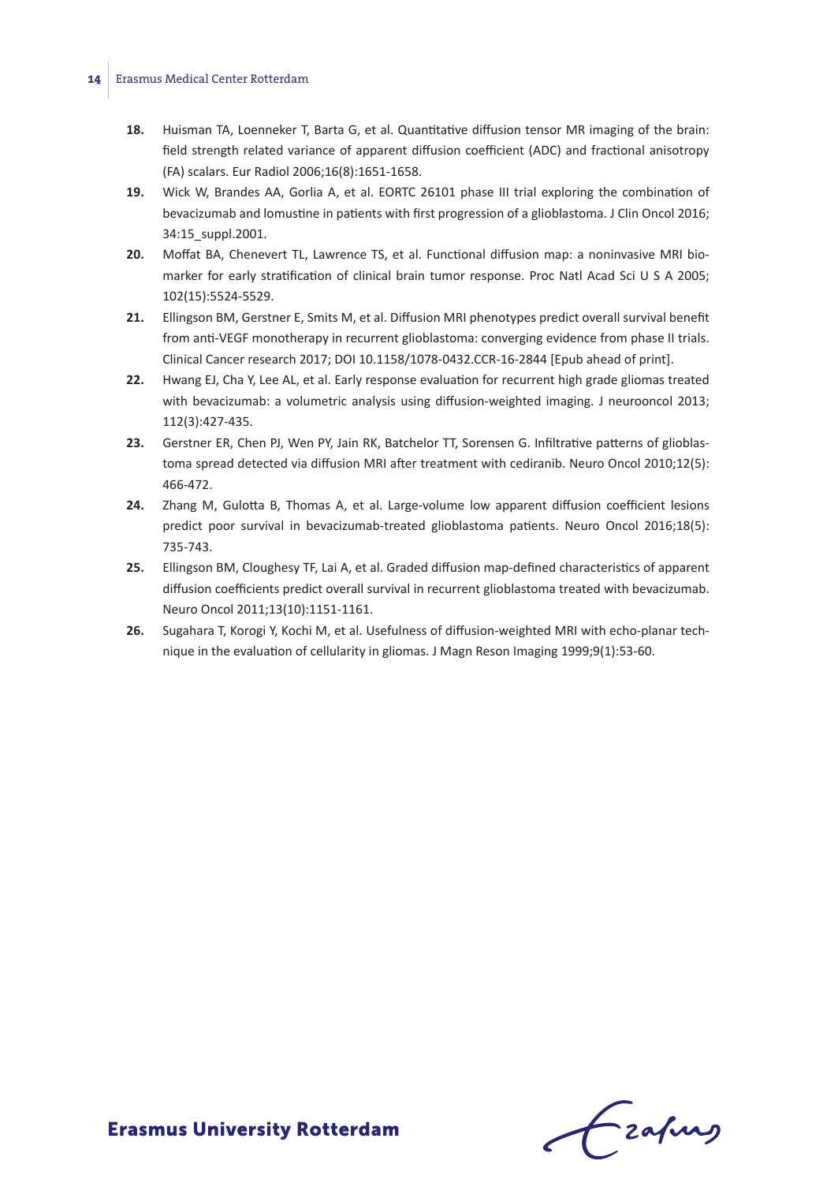18. Huisman TA, Loenneker T, Barta G, et al. Quantitative diffusion tensor MR imaging of the brain: field strength related variance of apparent diffusion coefficient (ADC) and fractional anisotropy (FA) scalars. Eur Radiol 2006;16(8):1651-1658.
19. Wick W, Brandes AA, Gorlia A, et al. EORTC 26101 phase III trial exploring the combination of bevacizumab and lomustine in patients with first progression of a glioblastoma. J Clin Oncol 2016; 34:15_suppl.2001.
20. Moffat BA, Chenevert TL, Lawrence TS, et al. Functional diffusion map: a noninvasive MRI biomarker for early stratification of clinical brain tumor response. Proc Natl Acad Sci U S A 2005; 102(15):5524-5529.
21. Ellingson BM, Gerstner E, Smits M, et al. Diffusion MRI phenotypes predict overall survival benefit from anti-VEGF monotherapy in recurrent glioblastoma: converging evidence from phase II trials. Clinical Cancer research 2017; DOI 10.1158/1078-0432.CCR-16-2844 [Epub ahead of print].
22. Hwang EJ, Cha Y, Lee AL, et al. Early response evaluation for recurrent high grade gliomas treated with bevacizumab: a volumetric analysis using diffusion-weighted imaging. J neurooncol 2013; 112(3):427-435.
23. Gerstner ER, Chen PJ, Wen PY, Jain RK, Batchelor TT, Sorensen G. Infiltrative patterns of glioblastoma spread detected via diffusion MRI after treatment with cediranib. Neuro Oncol 2010;12(5): 466-472.
24. Zhang M, Gulotta B, Thomas A, et al. Large-volume low apparent diffusion coefficient lesions predict poor survival in bevacizumab-treated glioblastoma patients. Neuro Oncol 2016;18(5): 735-743.
25. Ellingson BM, Cloughesy TF, Lai A, et al. Graded diffusion map-defined characteristics of apparent diffusion coefficients predict overall survival in recurrent glioblastoma treated with bevacizumab. Neuro Oncol 2011;13(10):1151-1161.
26. Sugahara T, Korogi Y, Kochi M, et al. Usefulness of diffusion-weighted MRI with echo-planar technique in the evaluation of cellularity in gliomas. J Magn Reson Imaging 1999;9(1):53-60.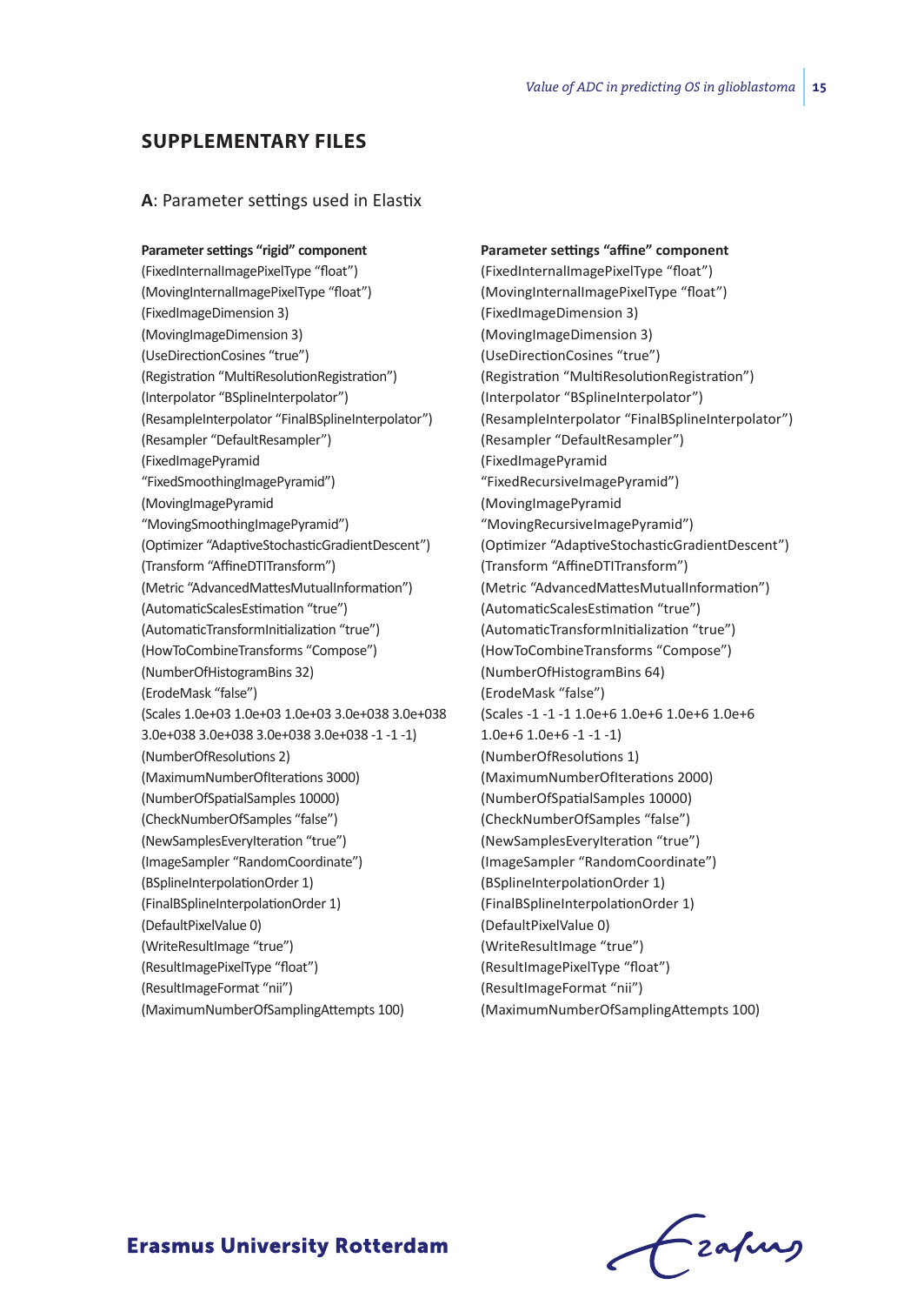## SUPPLEMENTARY FILES

### A: Parameter settings used in Elastix

**Parameter settings "rigid" component**

(FixedInternalImagePixelType "float")
(MovingInternalImagePixelType "float")
(FixedImageDimension 3)
(MovingImageDimension 3)
(UseDirectionCosines "true")
(Registration "MultiResolutionRegistration")
(Interpolator "BSplineInterpolator")
(ResampleInterpolator "FinalBSplineInterpolator")
(Resampler "DefaultResampler")
(FixedImagePyramid "FixedSmoothingImagePyramid")
(MovingImagePyramid "MovingSmoothingImagePyramid")
(Optimizer "AdaptiveStochasticGradientDescent")
(Transform "AffineDTITransform")
(Metric "AdvancedMattesMutualInformation")
(AutomaticScalesEstimation "true")
(AutomaticTransformInitialization "true")
(HowToCombineTransforms "Compose")
(NumberOfHistogramBins 32)
(ErodeMask "false")
(Scales 1.0e+03 1.0e+03 1.0e+03 3.0e+038 3.0e+038 3.0e+038 3.0e+038 3.0e+038 3.0e+038 -1 -1 -1)
(NumberOfResolutions 2)
(MaximumNumberOfIterations 3000)
(NumberOfSpatialSamples 10000)
(CheckNumberOfSamples "false")
(NewSamplesEveryIteration "true")
(ImageSampler "RandomCoordinate")
(BSplineInterpolationOrder 1)
(FinalBSplineInterpolationOrder 1)
(DefaultPixelValue 0)
(WriteResultImage "true")
(ResultImagePixelType "float")
(ResultImageFormat "nii")
(MaximumNumberOfSamplingAttempts 100)

**Parameter settings "affine" component**

(FixedInternalImagePixelType "float")
(MovingInternalImagePixelType "float")
(FixedImageDimension 3)
(MovingImageDimension 3)
(UseDirectionCosines "true")
(Registration "MultiResolutionRegistration")
(Interpolator "BSplineInterpolator")
(ResampleInterpolator "FinalBSplineInterpolator")
(Resampler "DefaultResampler")
(FixedImagePyramid "FixedRecursiveImagePyramid")
(MovingImagePyramid "MovingRecursiveImagePyramid")
(Optimizer "AdaptiveStochasticGradientDescent")
(Transform "AffineDTITransform")
(Metric "AdvancedMattesMutualInformation")
(AutomaticScalesEstimation "true")
(AutomaticTransformInitialization "true")
(HowToCombineTransforms "Compose")
(NumberOfHistogramBins 64)
(ErodeMask "false")
(Scales -1 -1 -1 1.0e+6 1.0e+6 1.0e+6 1.0e+6 1.0e+6 1.0e+6 -1 -1 -1)
(NumberOfResolutions 1)
(MaximumNumberOfIterations 2000)
(NumberOfSpatialSamples 10000)
(CheckNumberOfSamples "false")
(NewSamplesEveryIteration "true")
(ImageSampler "RandomCoordinate")
(BSplineInterpolationOrder 1)
(FinalBSplineInterpolationOrder 1)
(DefaultPixelValue 0)
(WriteResultImage "true")
(ResultImagePixelType "float")
(ResultImageFormat "nii")
(MaximumNumberOfSamplingAttempts 100)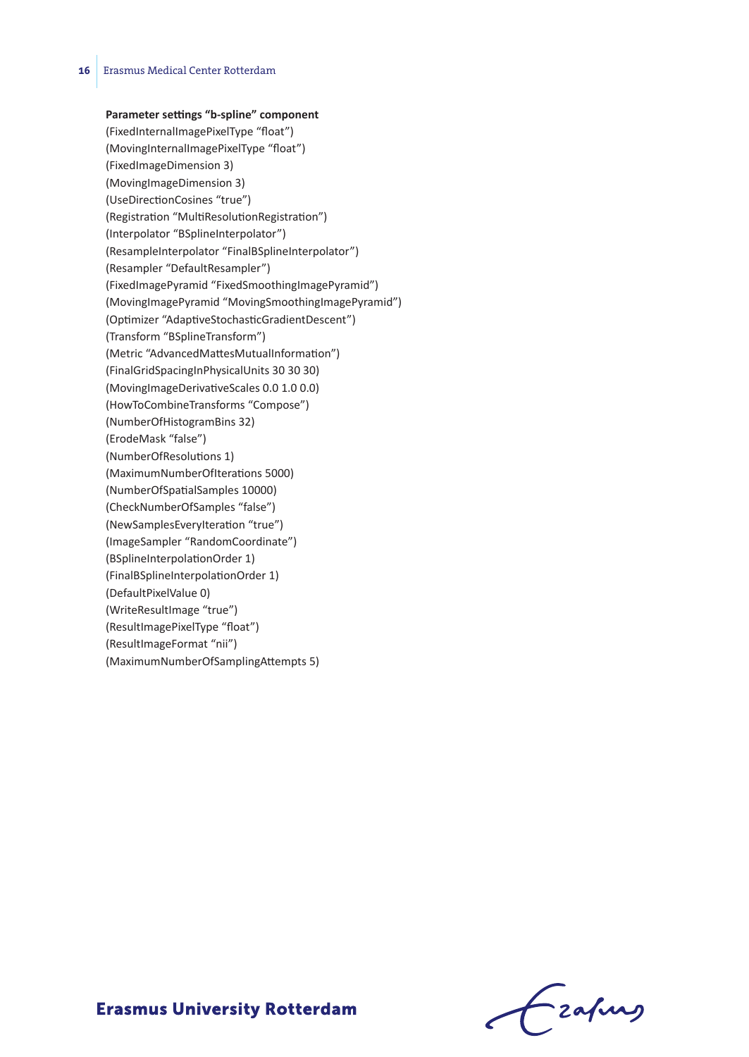**Parameter settings “b-spline” component**

(FixedInternalImagePixelType “float”)
(MovingInternalImagePixelType “float”)
(FixedImageDimension 3)
(MovingImageDimension 3)
(UseDirectionCosines “true”)
(Registration “MultiResolutionRegistration”)
(Interpolator “BSplineInterpolator”)
(ResampleInterpolator “FinalBSplineInterpolator”)
(Resampler “DefaultResampler”)
(FixedImagePyramid “FixedSmoothingImagePyramid”)
(MovingImagePyramid “MovingSmoothingImagePyramid”)
(Optimizer “AdaptiveStochasticGradientDescent”)
(Transform “BSplineTransform”)
(Metric “AdvancedMattesMutualInformation”)
(FinalGridSpacingInPhysicalUnits 30 30 30)
(MovingImageDerivativeScales 0.0 1.0 0.0)
(HowToCombineTransforms “Compose”)
(NumberOfHistogramBins 32)
(ErodeMask “false”)
(NumberOfResolutions 1)
(MaximumNumberOfIterations 5000)
(NumberOfSpatialSamples 10000)
(CheckNumberOfSamples “false”)
(NewSamplesEveryIteration “true”)
(ImageSampler “RandomCoordinate”)
(BSplineInterpolationOrder 1)
(FinalBSplineInterpolationOrder 1)
(DefaultPixelValue 0)
(WriteResultImage “true”)
(ResultImagePixelType “float”)
(ResultImageFormat “nii”)
(MaximumNumberOfSamplingAttempts 5)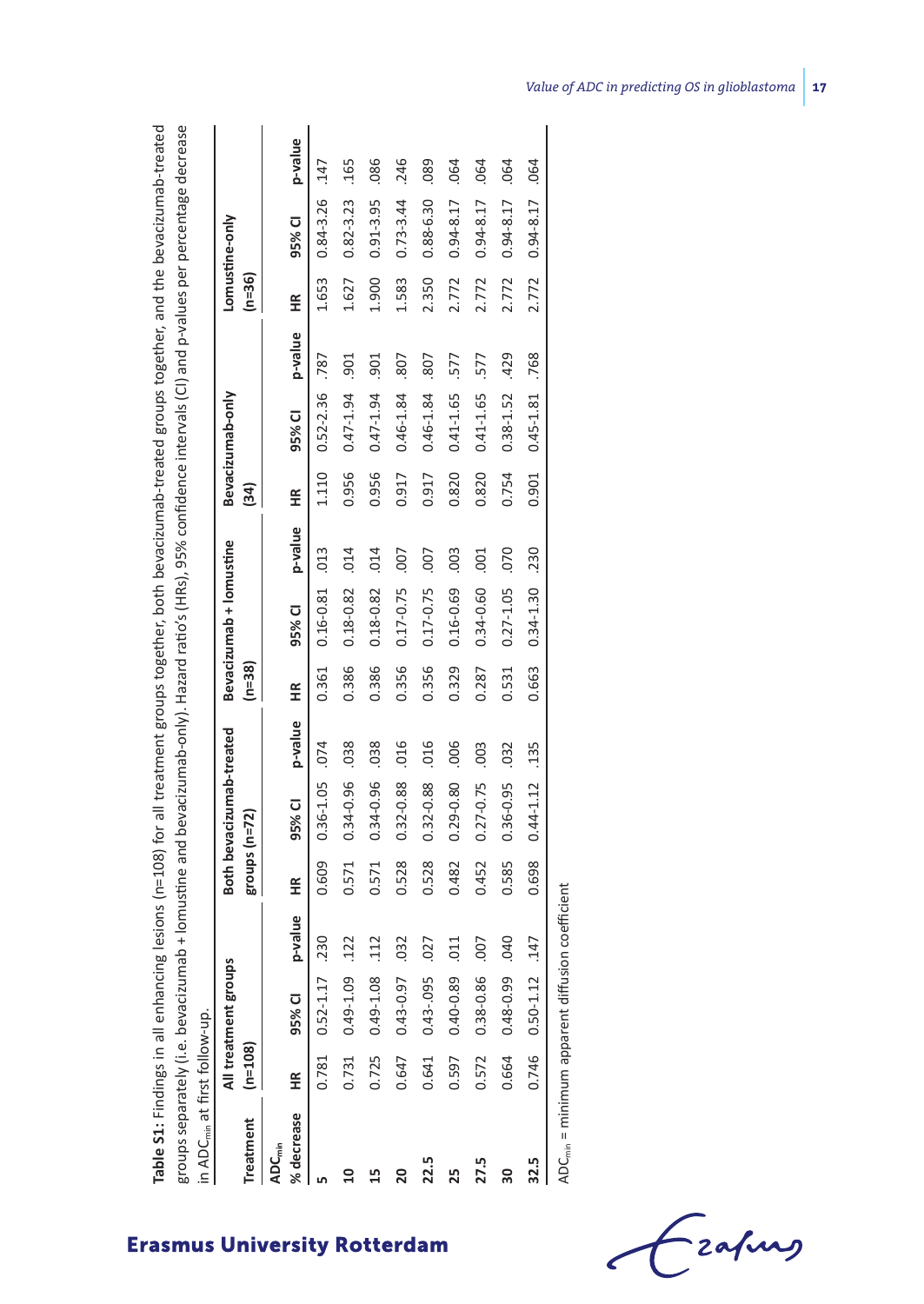**Table S1:** Findings in all enhancing lesions (n=108) for all treatment groups together, both bevacizumab-treated groups together, and the bevacizumab-treated groups separately (i.e. bevacizumab + lomustine and bevacizumab-only). Hazard ratio's (HRs), 95% confidence intervals (CI) and p-values per percentage decrease in $ADC_{min}$ at first follow-up.

| Treatment | All treatment groups (n=108) | | | Both bevacizumab-treated groups (n=72) | | | Bevacizumab + lomustine (n=38) | | | Bevacizumab-only (34) | | | Lomustine-only (n=36) | | |
|---|---|---|---|---|---|---|---|---|---|---|---|---|---|---|---|
| $ADC_{min}$ % decrease | HR | 95% CI | p-value | HR | 95% CI | p-value | HR | 95% CI | p-value | HR | 95% CI | p-value | HR | 95% CI | p-value |
| 5 | 0.781 | 0.52-1.17 | .230 | 0.609 | 0.36-1.05 | .074 | 0.361 | 0.16-0.81 | .013 | 1.110 | 0.52-2.36 | .787 | 1.653 | 0.84-3.26 | .147 |
| 10 | 0.731 | 0.49-1.09 | .122 | 0.571 | 0.34-0.96 | .038 | 0.386 | 0.18-0.82 | .014 | 0.956 | 0.47-1.94 | .901 | 1.627 | 0.82-3.23 | .165 |
| 15 | 0.725 | 0.49-1.08 | .112 | 0.571 | 0.34-0.96 | .038 | 0.386 | 0.18-0.82 | .014 | 0.956 | 0.47-1.94 | .901 | 1.900 | 0.91-3.95 | .086 |
| 20 | 0.647 | 0.43-0.97 | .032 | 0.528 | 0.32-0.88 | .016 | 0.356 | 0.17-0.75 | .007 | 0.917 | 0.46-1.84 | .807 | 1.583 | 0.73-3.44 | .246 |
| 22.5 | 0.641 | 0.43-.095 | .027 | 0.528 | 0.32-0.88 | .016 | 0.356 | 0.17-0.75 | .007 | 0.917 | 0.46-1.84 | .807 | 2.350 | 0.88-6.30 | .089 |
| 25 | 0.597 | 0.40-0.89 | .011 | 0.482 | 0.29-0.80 | .006 | 0.329 | 0.16-0.69 | .003 | 0.820 | 0.41-1.65 | .577 | 2.772 | 0.94-8.17 | .064 |
| 27.5 | 0.572 | 0.38-0.86 | .007 | 0.452 | 0.27-0.75 | .003 | 0.287 | 0.34-0.60 | .001 | 0.820 | 0.41-1.65 | .577 | 2.772 | 0.94-8.17 | .064 |
| 30 | 0.664 | 0.48-0.99 | .040 | 0.585 | 0.36-0.95 | .032 | 0.531 | 0.27-1.05 | .070 | 0.754 | 0.38-1.52 | .429 | 2.772 | 0.94-8.17 | .064 |
| 32.5 | 0.746 | 0.50-1.12 | .147 | 0.698 | 0.44-1.12 | .135 | 0.663 | 0.34-1.30 | .230 | 0.901 | 0.45-1.81 | .768 | 2.772 | 0.94-8.17 | .064 |

$ADC_{min}$ = minimum apparent diffusion coefficient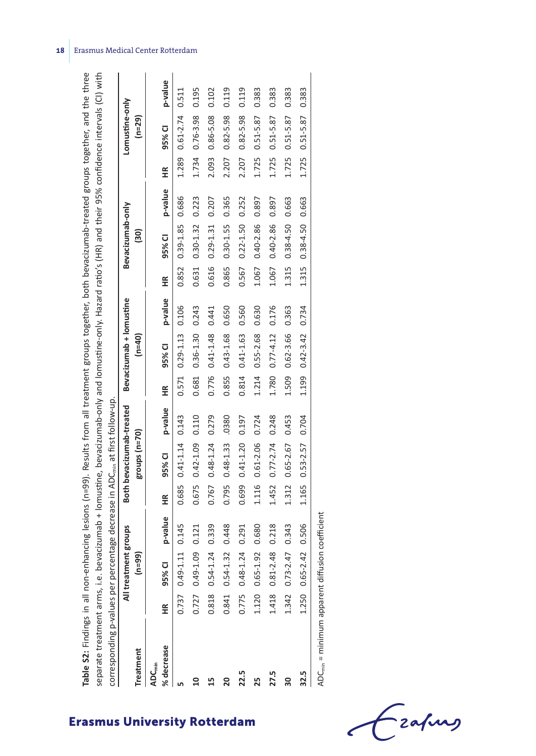**Table S2:** Findings in all non-enhancing lesions (n=99). Results from all treatment groups together, both bevacizumab-treated groups together, and the three separate treatment arms, i.e. bevacizumab + lomustine, bevacizumab-only and lomustine-only. Hazard ratio's (HR) and their 95% confidence intervals (CI) with corresponding p-values per percentage decrease in $ADC_{min}$ at first follow-up.

| Treatment | All treatment groups (n=99) | | | Both bevacizumab-treated groups (n=70) | | | Bevacizumab + lomustine (n=40) | | | Bevacizumab-only (30) | | | Lomustine-only (n=29) | | |
|---|---|---|---|---|---|---|---|---|---|---|---|---|---|---|---|
| $ADC_{min}$ % decrease | HR | 95% CI | p-value | HR | 95% CI | p-value | HR | 95% CI | p-value | HR | 95% CI | p-value | HR | 95% CI | p-value |
| 5 | 0.737 | 0.49-1.11 | 0.145 | 0.685 | 0.41-1.14 | 0.143 | 0.571 | 0.29-1.13 | 0.106 | 0.852 | 0.39-1.85 | 0.686 | 1.289 | 0.61-2.74 | 0.511 |
| 10 | 0.727 | 0.49-1.09 | 0.121 | 0.675 | 0.42-1.09 | 0.110 | 0.681 | 0.36-1.30 | 0.243 | 0.631 | 0.30-1.32 | 0.223 | 1.734 | 0.76-3.98 | 0.195 |
| 15 | 0.818 | 0.54-1.24 | 0.339 | 0.767 | 0.48-1.24 | 0.279 | 0.776 | 0.41-1.48 | 0.441 | 0.616 | 0.29-1.31 | 0.207 | 2.093 | 0.86-5.08 | 0.102 |
| 20 | 0.841 | 0.54-1.32 | 0.448 | 0.795 | 0.48-1.33 | .0380 | 0.855 | 0.43-1.68 | 0.650 | 0.865 | 0.30-1.55 | 0.365 | 2.207 | 0.82-5.98 | 0.119 |
| 22.5 | 0.775 | 0.48-1.24 | 0.291 | 0.699 | 0.41-1.20 | 0.197 | 0.814 | 0.41-1.63 | 0.560 | 0.567 | 0.22-1.50 | 0.252 | 2.207 | 0.82-5.98 | 0.119 |
| 25 | 1.120 | 0.65-1.92 | 0.680 | 1.116 | 0.61-2.06 | 0.724 | 1.214 | 0.55-2.68 | 0.630 | 1.067 | 0.40-2.86 | 0.897 | 1.725 | 0.51-5.87 | 0.383 |
| 27.5 | 1.418 | 0.81-2.48 | 0.218 | 1.452 | 0.77-2.74 | 0.248 | 1.780 | 0.77-4.12 | 0.176 | 1.067 | 0.40-2.86 | 0.897 | 1.725 | 0.51-5.87 | 0.383 |
| 30 | 1.342 | 0.73-2.47 | 0.343 | 1.312 | 0.65-2.67 | 0.453 | 1.509 | 0.62-3.66 | 0.363 | 1.315 | 0.38-4.50 | 0.663 | 1.725 | 0.51-5.87 | 0.383 |
| 32.5 | 1.250 | 0.65-2.42 | 0.506 | 1.165 | 0.53-2.57 | 0.704 | 1.199 | 0.42-3.42 | 0.734 | 1.315 | 0.38-4.50 | 0.663 | 1.725 | 0.51-5.87 | 0.383 |

$ADC_{min}$ = minimum apparent diffusion coefficient